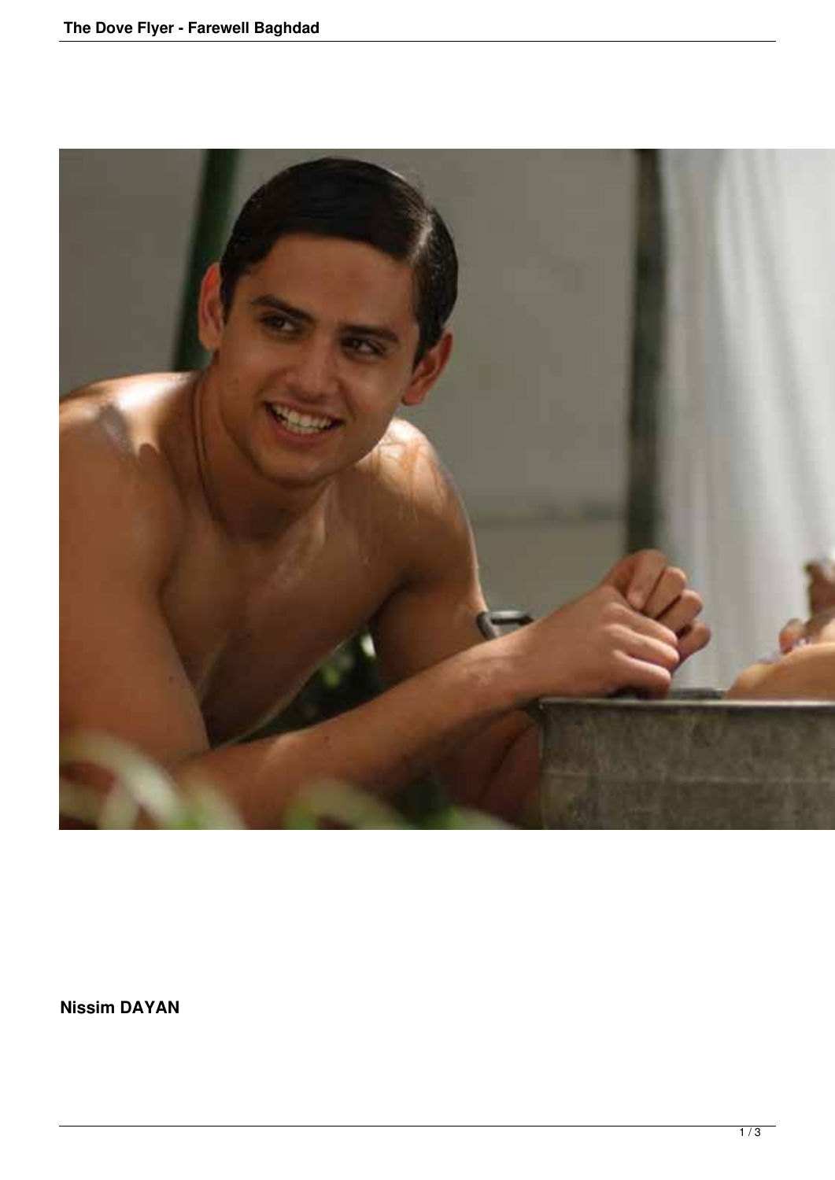**Nissim DAYAN**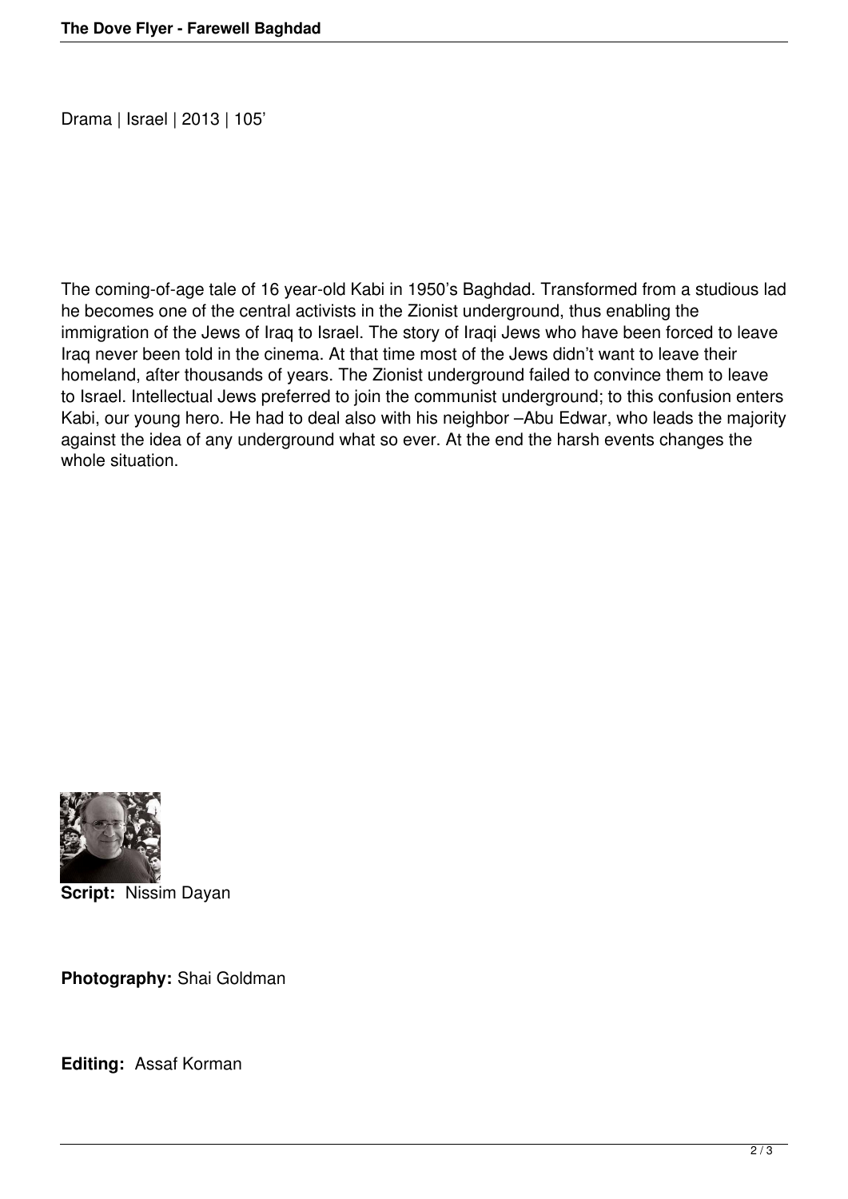Drama | Israel | 2013 | 105’

The coming-of-age tale of 16 year-old Kabi in 1950’s Baghdad. Transformed from a studious lad he becomes one of the central activists in the Zionist underground, thus enabling the immigration of the Jews of Iraq to Israel. The story of Iraqi Jews who have been forced to leave Iraq never been told in the cinema. At that time most of the Jews didn’t want to leave their homeland, after thousands of years. The Zionist underground failed to convince them to leave to Israel. Intellectual Jews preferred to join the communist underground; to this confusion enters Kabi, our young hero. He had to deal also with his neighbor –Abu Edwar, who leads the majority against the idea of any underground what so ever. At the end the harsh events changes the whole situation.

**Script:** Nissim Dayan

**Photography:** Shai Goldman

**Editing:** Assaf Korman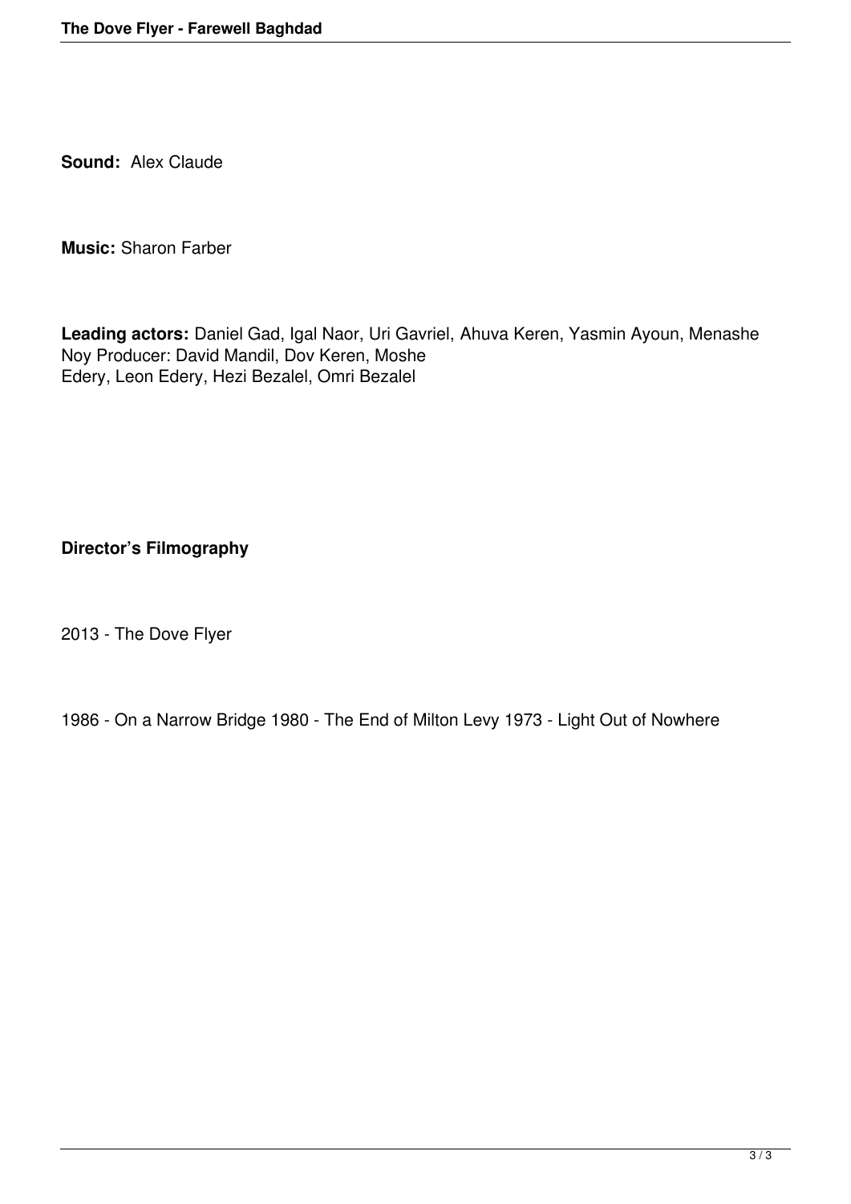**Sound:** Alex Claude

**Music:** Sharon Farber

**Leading actors:** Daniel Gad, Igal Naor, Uri Gavriel, Ahuva Keren, Yasmin Ayoun, Menashe Noy Producer: David Mandil, Dov Keren, Moshe Edery, Leon Edery, Hezi Bezalel, Omri Bezalel

**Director's Filmography**

2013 - The Dove Flyer

1986 - On a Narrow Bridge 1980 - The End of Milton Levy 1973 - Light Out of Nowhere